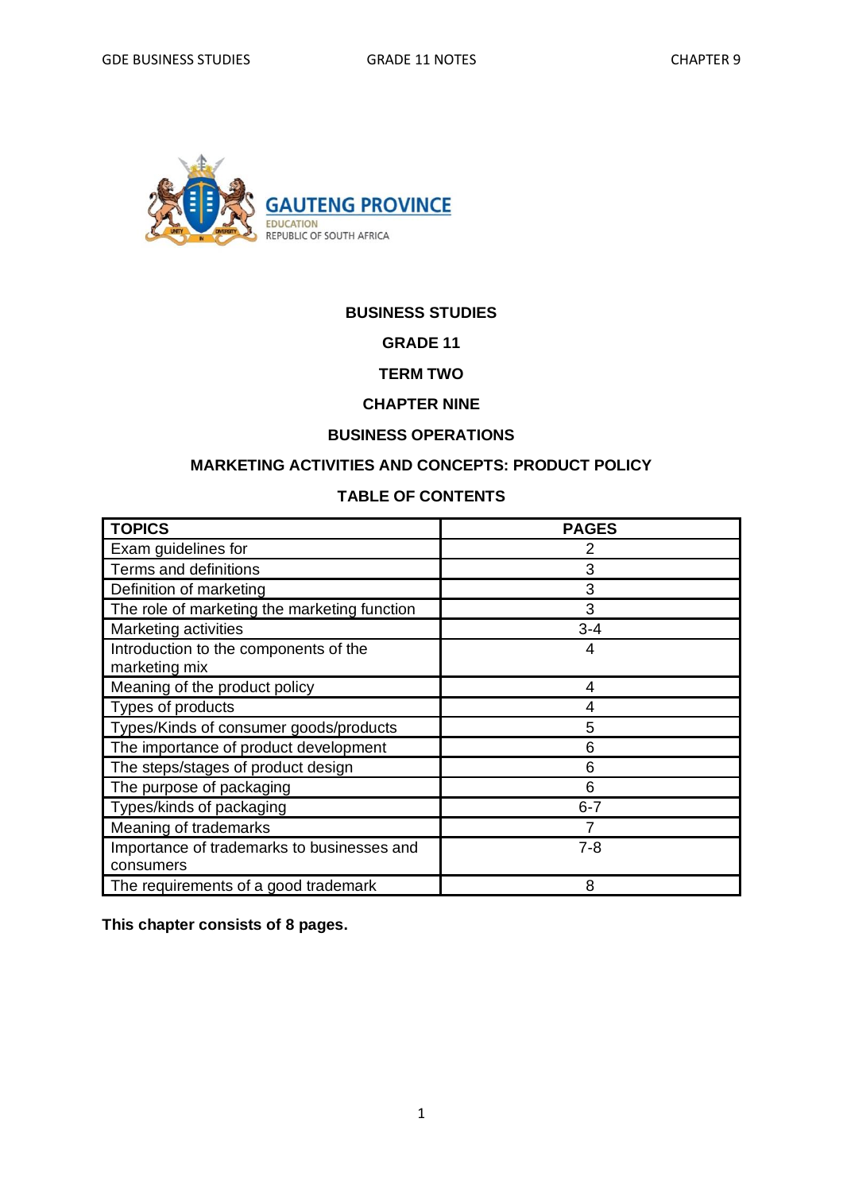GAUTENG PROVINCE
EDUCATION
REPUBLIC OF SOUTH AFRICA

**BUSINESS STUDIES**

**GRADE 11**

**TERM TWO**

**CHAPTER NINE**

**BUSINESS OPERATIONS**

**MARKETING ACTIVITIES AND CONCEPTS: PRODUCT POLICY**

**TABLE OF CONTENTS**

| TOPICS | PAGES |
|---|---|
| Exam guidelines for | 2 |
| Terms and definitions | 3 |
| Definition of marketing | 3 |
| The role of marketing the marketing function | 3 |
| Marketing activities | 3-4 |
| Introduction to the components of the marketing mix | 4 |
| Meaning of the product policy | 4 |
| Types of products | 4 |
| Types/Kinds of consumer goods/products | 5 |
| The importance of product development | 6 |
| The steps/stages of product design | 6 |
| The purpose of packaging | 6 |
| Types/kinds of packaging | 6-7 |
| Meaning of trademarks | 7 |
| Importance of trademarks to businesses and consumers | 7-8 |
| The requirements of a good trademark | 8 |

**This chapter consists of 8 pages.**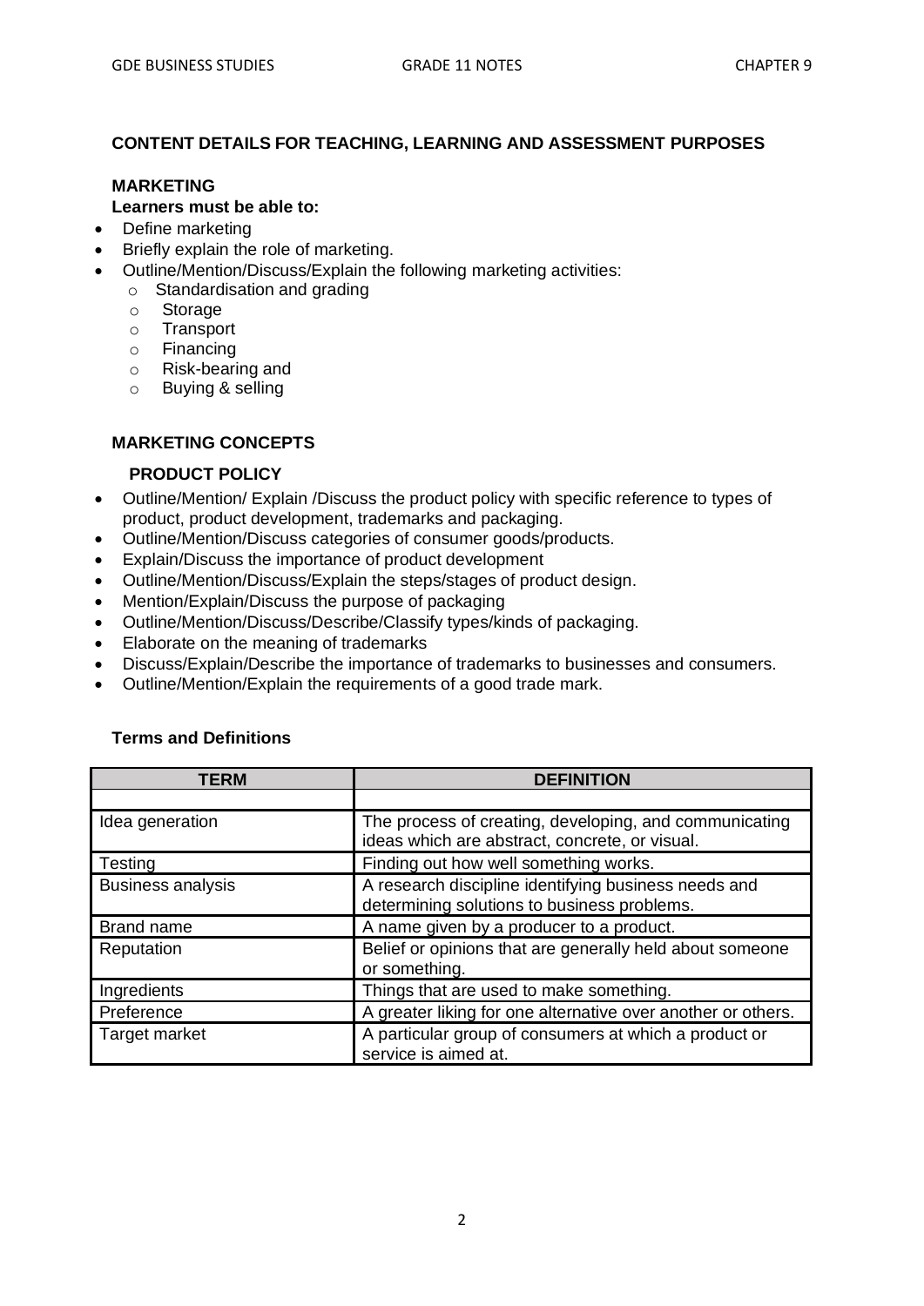## CONTENT DETAILS FOR TEACHING, LEARNING AND ASSESSMENT PURPOSES

### MARKETING

**Learners must be able to:**

- Define marketing
- Briefly explain the role of marketing.
- Outline/Mention/Discuss/Explain the following marketing activities:
  - Standardisation and grading
  - Storage
  - Transport
  - Financing
  - Risk-bearing and
  - Buying & selling

### MARKETING CONCEPTS

#### PRODUCT POLICY

- Outline/Mention/ Explain /Discuss the product policy with specific reference to types of product, product development, trademarks and packaging.
- Outline/Mention/Discuss categories of consumer goods/products.
- Explain/Discuss the importance of product development
- Outline/Mention/Discuss/Explain the steps/stages of product design.
- Mention/Explain/Discuss the purpose of packaging
- Outline/Mention/Discuss/Describe/Classify types/kinds of packaging.
- Elaborate on the meaning of trademarks
- Discuss/Explain/Describe the importance of trademarks to businesses and consumers.
- Outline/Mention/Explain the requirements of a good trade mark.

**Terms and Definitions**

| TERM | DEFINITION |
|---|---|
| | |
| Idea generation | The process of creating, developing, and communicating ideas which are abstract, concrete, or visual. |
| Testing | Finding out how well something works. |
| Business analysis | A research discipline identifying business needs and determining solutions to business problems. |
| Brand name | A name given by a producer to a product. |
| Reputation | Belief or opinions that are generally held about someone or something. |
| Ingredients | Things that are used to make something. |
| Preference | A greater liking for one alternative over another or others. |
| Target market | A particular group of consumers at which a product or service is aimed at. |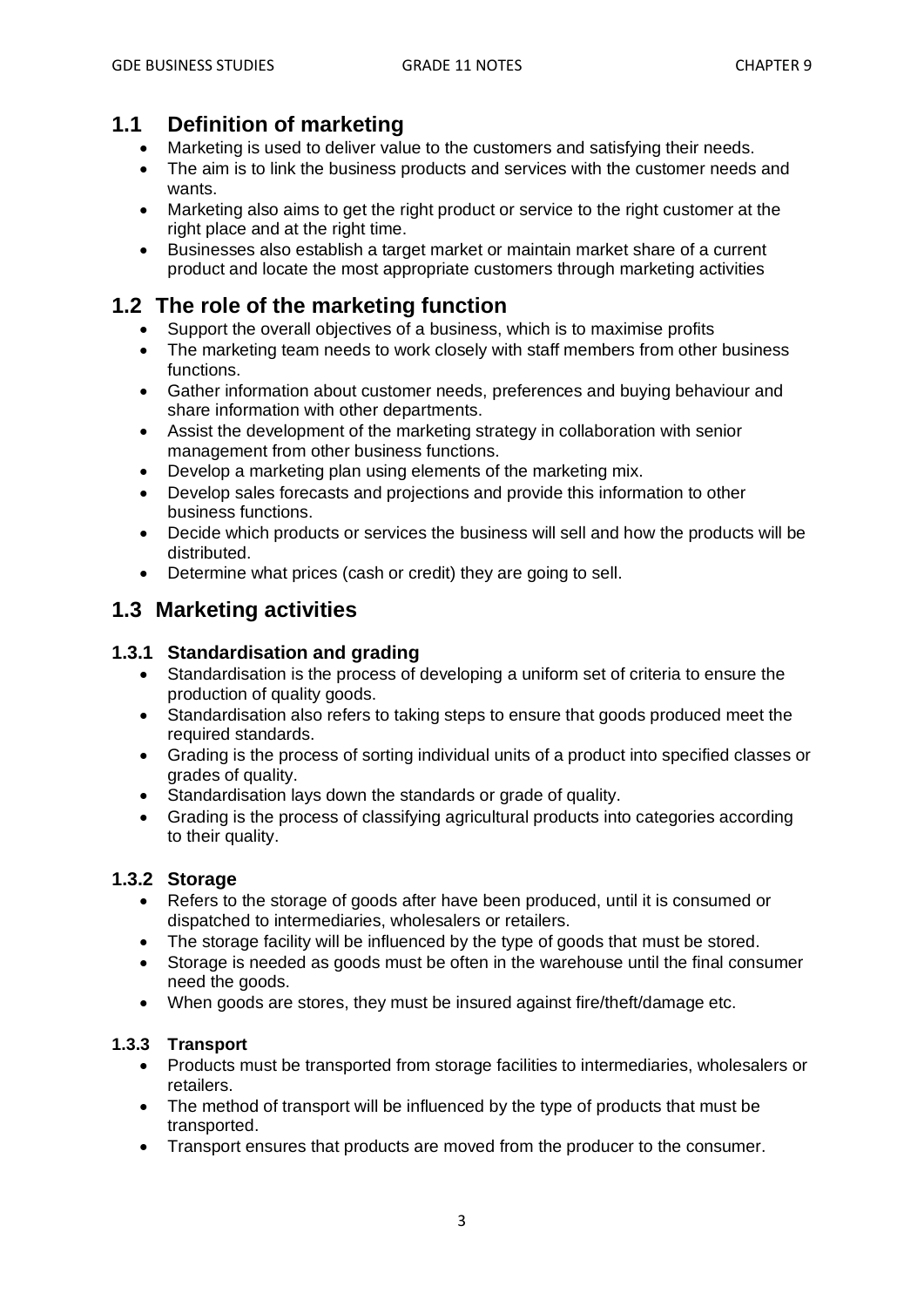## 1.1 Definition of marketing

- Marketing is used to deliver value to the customers and satisfying their needs.
- The aim is to link the business products and services with the customer needs and wants.
- Marketing also aims to get the right product or service to the right customer at the right place and at the right time.
- Businesses also establish a target market or maintain market share of a current product and locate the most appropriate customers through marketing activities

## 1.2 The role of the marketing function

- Support the overall objectives of a business, which is to maximise profits
- The marketing team needs to work closely with staff members from other business functions.
- Gather information about customer needs, preferences and buying behaviour and share information with other departments.
- Assist the development of the marketing strategy in collaboration with senior management from other business functions.
- Develop a marketing plan using elements of the marketing mix.
- Develop sales forecasts and projections and provide this information to other business functions.
- Decide which products or services the business will sell and how the products will be distributed.
- Determine what prices (cash or credit) they are going to sell.

## 1.3 Marketing activities

### 1.3.1 Standardisation and grading

- Standardisation is the process of developing a uniform set of criteria to ensure the production of quality goods.
- Standardisation also refers to taking steps to ensure that goods produced meet the required standards.
- Grading is the process of sorting individual units of a product into specified classes or grades of quality.
- Standardisation lays down the standards or grade of quality.
- Grading is the process of classifying agricultural products into categories according to their quality.

### 1.3.2 Storage

- Refers to the storage of goods after have been produced, until it is consumed or dispatched to intermediaries, wholesalers or retailers.
- The storage facility will be influenced by the type of goods that must be stored.
- Storage is needed as goods must be often in the warehouse until the final consumer need the goods.
- When goods are stores, they must be insured against fire/theft/damage etc.

### 1.3.3 Transport

- Products must be transported from storage facilities to intermediaries, wholesalers or retailers.
- The method of transport will be influenced by the type of products that must be transported.
- Transport ensures that products are moved from the producer to the consumer.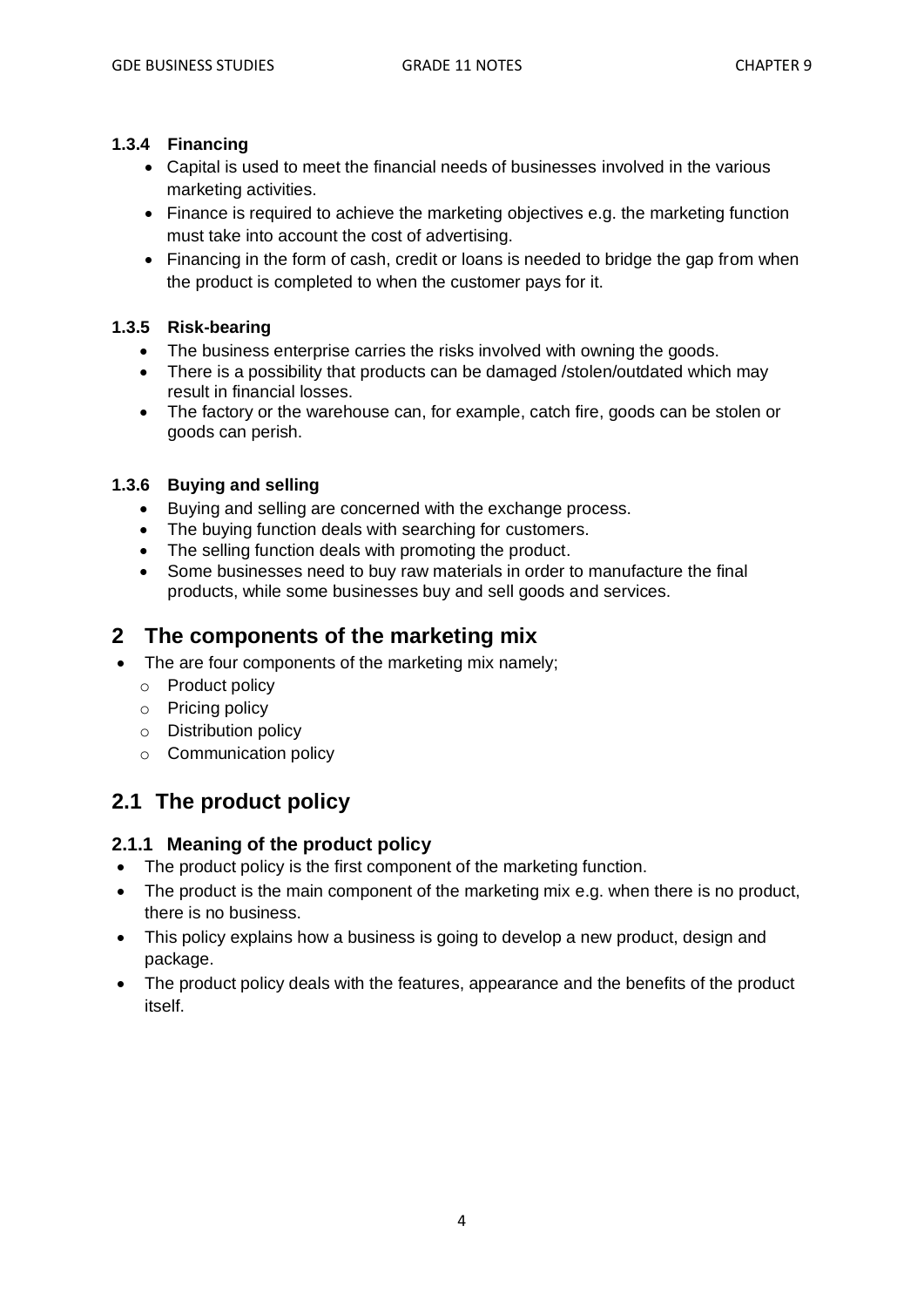### 1.3.4 Financing

- Capital is used to meet the financial needs of businesses involved in the various marketing activities.
- Finance is required to achieve the marketing objectives e.g. the marketing function must take into account the cost of advertising.
- Financing in the form of cash, credit or loans is needed to bridge the gap from when the product is completed to when the customer pays for it.

### 1.3.5 Risk-bearing

- The business enterprise carries the risks involved with owning the goods.
- There is a possibility that products can be damaged /stolen/outdated which may result in financial losses.
- The factory or the warehouse can, for example, catch fire, goods can be stolen or goods can perish.

### 1.3.6 Buying and selling

- Buying and selling are concerned with the exchange process.
- The buying function deals with searching for customers.
- The selling function deals with promoting the product.
- Some businesses need to buy raw materials in order to manufacture the final products, while some businesses buy and sell goods and services.

# 2 The components of the marketing mix

- The are four components of the marketing mix namely;
  - Product policy
  - Pricing policy
  - Distribution policy
  - Communication policy

## 2.1 The product policy

### 2.1.1 Meaning of the product policy

- The product policy is the first component of the marketing function.
- The product is the main component of the marketing mix e.g. when there is no product, there is no business.
- This policy explains how a business is going to develop a new product, design and package.
- The product policy deals with the features, appearance and the benefits of the product itself.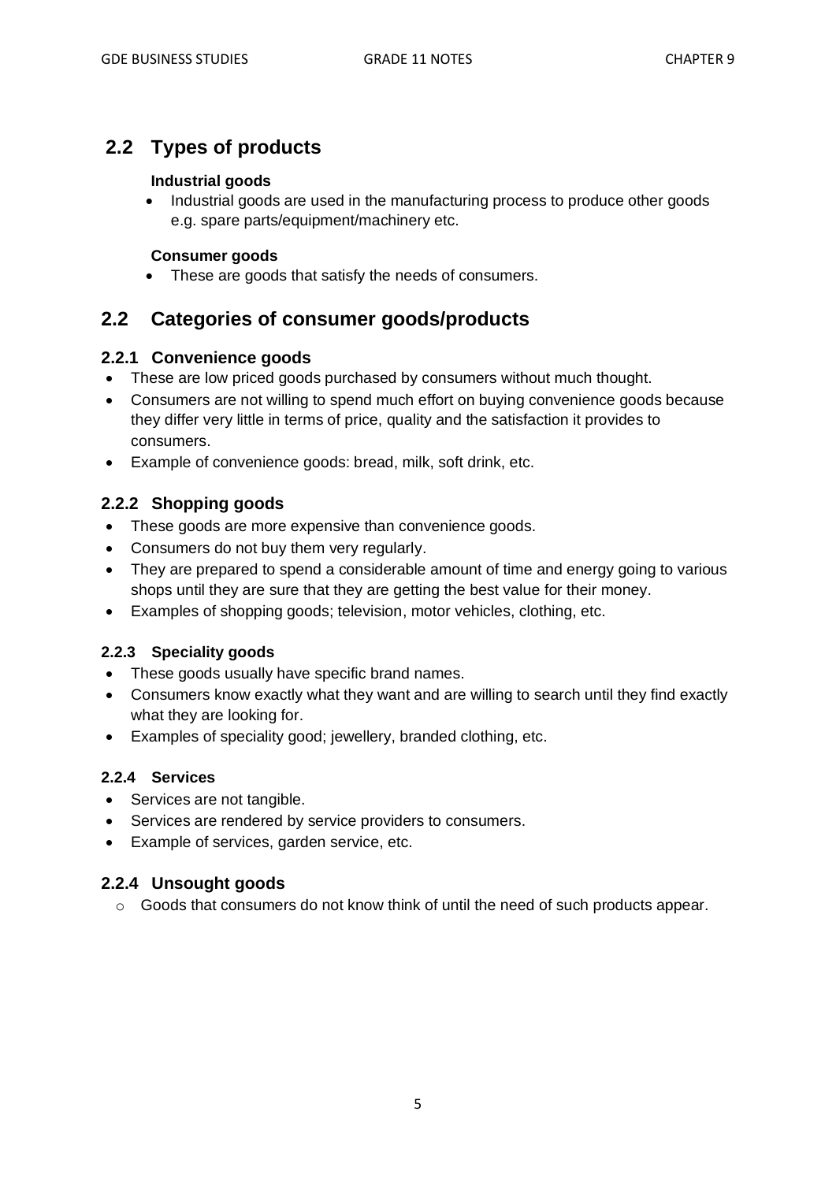## 2.2 Types of products

**Industrial goods**

- Industrial goods are used in the manufacturing process to produce other goods e.g. spare parts/equipment/machinery etc.

**Consumer goods**

- These are goods that satisfy the needs of consumers.

## 2.2 Categories of consumer goods/products

### 2.2.1 Convenience goods

- These are low priced goods purchased by consumers without much thought.
- Consumers are not willing to spend much effort on buying convenience goods because they differ very little in terms of price, quality and the satisfaction it provides to consumers.
- Example of convenience goods: bread, milk, soft drink, etc.

### 2.2.2 Shopping goods

- These goods are more expensive than convenience goods.
- Consumers do not buy them very regularly.
- They are prepared to spend a considerable amount of time and energy going to various shops until they are sure that they are getting the best value for their money.
- Examples of shopping goods; television, motor vehicles, clothing, etc.

#### 2.2.3 Speciality goods

- These goods usually have specific brand names.
- Consumers know exactly what they want and are willing to search until they find exactly what they are looking for.
- Examples of speciality good; jewellery, branded clothing, etc.

#### 2.2.4 Services

- Services are not tangible.
- Services are rendered by service providers to consumers.
- Example of services, garden service, etc.

### 2.2.4 Unsought goods

- Goods that consumers do not know think of until the need of such products appear.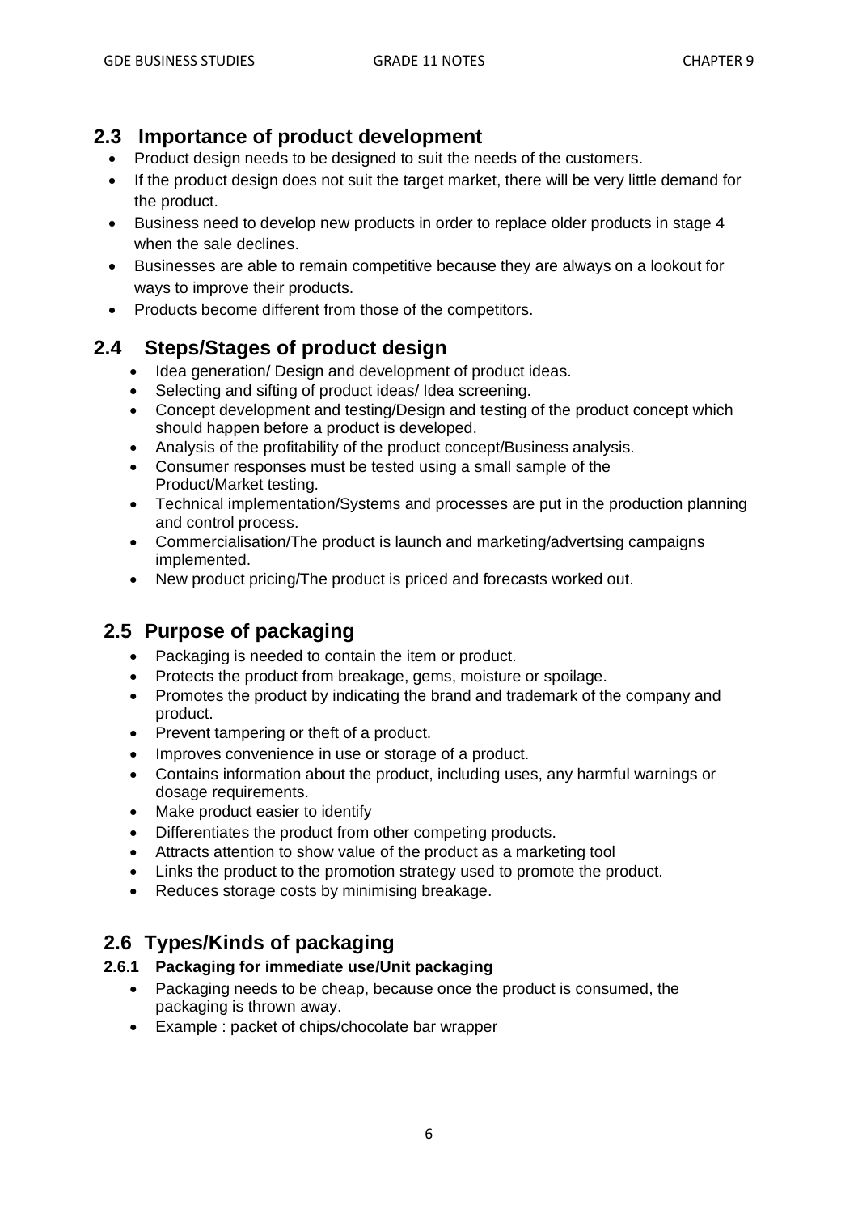## 2.3 Importance of product development

- Product design needs to be designed to suit the needs of the customers.
- If the product design does not suit the target market, there will be very little demand for the product.
- Business need to develop new products in order to replace older products in stage 4 when the sale declines.
- Businesses are able to remain competitive because they are always on a lookout for ways to improve their products.
- Products become different from those of the competitors.

## 2.4 Steps/Stages of product design

- Idea generation/ Design and development of product ideas.
- Selecting and sifting of product ideas/ Idea screening.
- Concept development and testing/Design and testing of the product concept which should happen before a product is developed.
- Analysis of the profitability of the product concept/Business analysis.
- Consumer responses must be tested using a small sample of the Product/Market testing.
- Technical implementation/Systems and processes are put in the production planning and control process.
- Commercialisation/The product is launch and marketing/advertsing campaigns implemented.
- New product pricing/The product is priced and forecasts worked out.

## 2.5 Purpose of packaging

- Packaging is needed to contain the item or product.
- Protects the product from breakage, gems, moisture or spoilage.
- Promotes the product by indicating the brand and trademark of the company and product.
- Prevent tampering or theft of a product.
- Improves convenience in use or storage of a product.
- Contains information about the product, including uses, any harmful warnings or dosage requirements.
- Make product easier to identify
- Differentiates the product from other competing products.
- Attracts attention to show value of the product as a marketing tool
- Links the product to the promotion strategy used to promote the product.
- Reduces storage costs by minimising breakage.

## 2.6 Types/Kinds of packaging

### 2.6.1 Packaging for immediate use/Unit packaging

- Packaging needs to be cheap, because once the product is consumed, the packaging is thrown away.
- Example : packet of chips/chocolate bar wrapper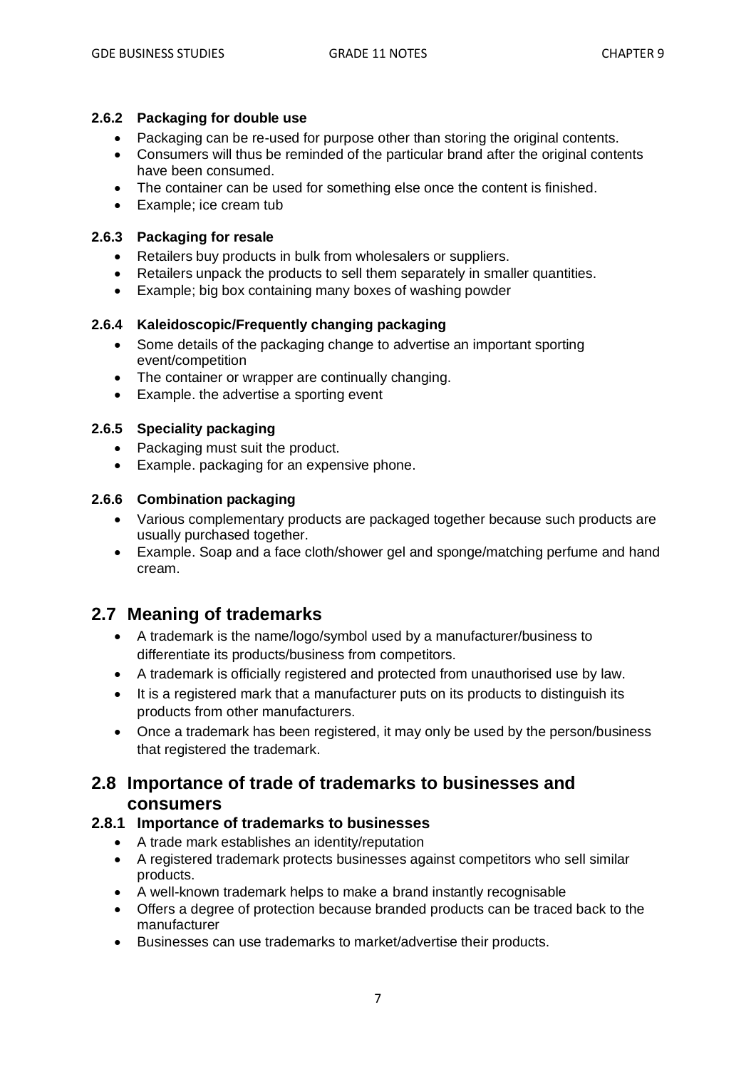### 2.6.2 Packaging for double use

- Packaging can be re-used for purpose other than storing the original contents.
- Consumers will thus be reminded of the particular brand after the original contents have been consumed.
- The container can be used for something else once the content is finished.
- Example; ice cream tub

### 2.6.3 Packaging for resale

- Retailers buy products in bulk from wholesalers or suppliers.
- Retailers unpack the products to sell them separately in smaller quantities.
- Example; big box containing many boxes of washing powder

### 2.6.4 Kaleidoscopic/Frequently changing packaging

- Some details of the packaging change to advertise an important sporting event/competition
- The container or wrapper are continually changing.
- Example. the advertise a sporting event

### 2.6.5 Speciality packaging

- Packaging must suit the product.
- Example. packaging for an expensive phone.

### 2.6.6 Combination packaging

- Various complementary products are packaged together because such products are usually purchased together.
- Example. Soap and a face cloth/shower gel and sponge/matching perfume and hand cream.

## 2.7 Meaning of trademarks

- A trademark is the name/logo/symbol used by a manufacturer/business to differentiate its products/business from competitors.
- A trademark is officially registered and protected from unauthorised use by law.
- It is a registered mark that a manufacturer puts on its products to distinguish its products from other manufacturers.
- Once a trademark has been registered, it may only be used by the person/business that registered the trademark.

## 2.8 Importance of trade of trademarks to businesses and consumers

### 2.8.1 Importance of trademarks to businesses

- A trade mark establishes an identity/reputation
- A registered trademark protects businesses against competitors who sell similar products.
- A well-known trademark helps to make a brand instantly recognisable
- Offers a degree of protection because branded products can be traced back to the manufacturer
- Businesses can use trademarks to market/advertise their products.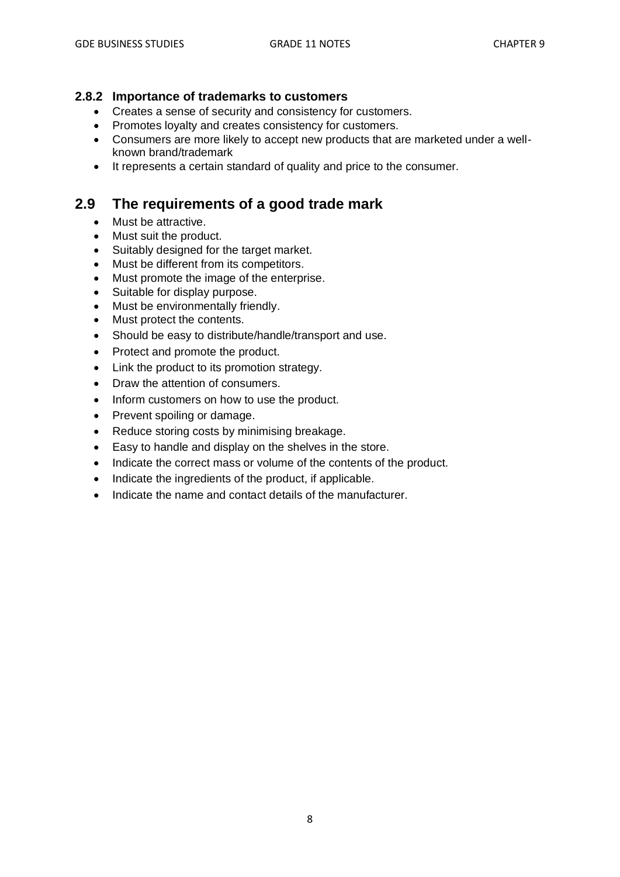### 2.8.2 Importance of trademarks to customers

- Creates a sense of security and consistency for customers.
- Promotes loyalty and creates consistency for customers.
- Consumers are more likely to accept new products that are marketed under a well-known brand/trademark
- It represents a certain standard of quality and price to the consumer.

## 2.9 The requirements of a good trade mark

- Must be attractive.
- Must suit the product.
- Suitably designed for the target market.
- Must be different from its competitors.
- Must promote the image of the enterprise.
- Suitable for display purpose.
- Must be environmentally friendly.
- Must protect the contents.
- Should be easy to distribute/handle/transport and use.
- Protect and promote the product.
- Link the product to its promotion strategy.
- Draw the attention of consumers.
- Inform customers on how to use the product.
- Prevent spoiling or damage.
- Reduce storing costs by minimising breakage.
- Easy to handle and display on the shelves in the store.
- Indicate the correct mass or volume of the contents of the product.
- Indicate the ingredients of the product, if applicable.
- Indicate the name and contact details of the manufacturer.